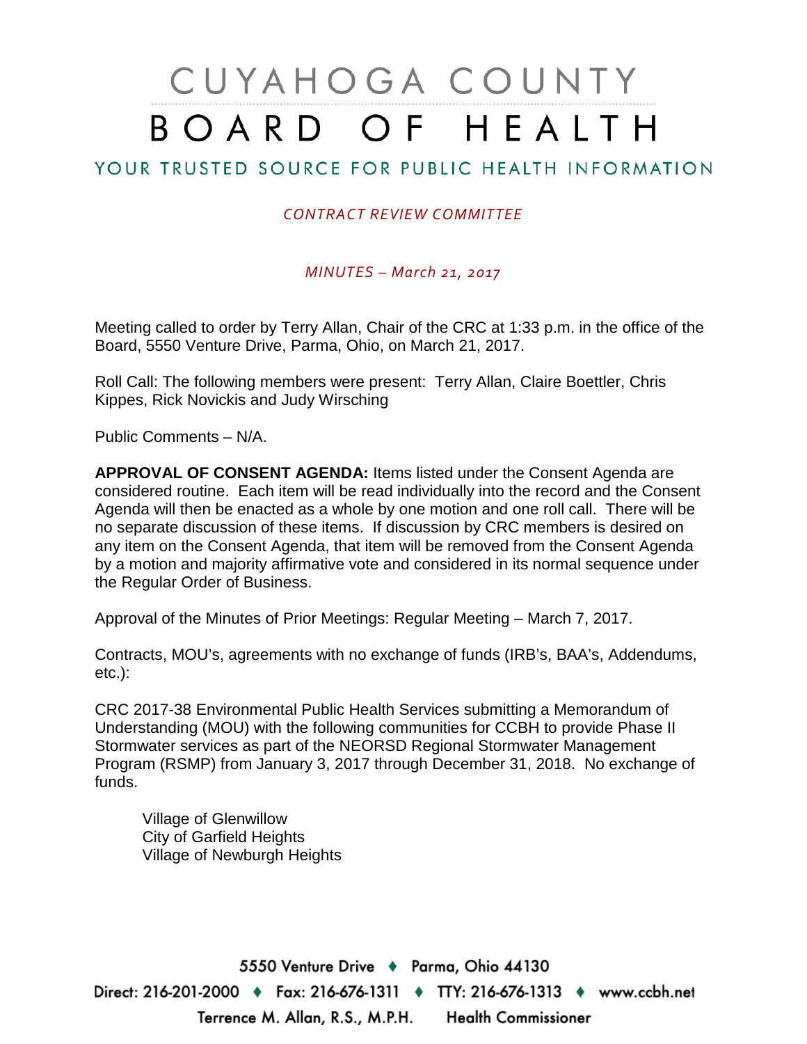# CUYAHOGA COUNTY BOARD OF HEALTH

YOUR TRUSTED SOURCE FOR PUBLIC HEALTH INFORMATION

*CONTRACT REVIEW COMMITTEE*

*MINUTES – March 21, 2017*

Meeting called to order by Terry Allan, Chair of the CRC at 1:33 p.m. in the office of the Board, 5550 Venture Drive, Parma, Ohio, on March 21, 2017.

Roll Call: The following members were present: Terry Allan, Claire Boettler, Chris Kippes, Rick Novickis and Judy Wirsching

Public Comments – N/A.

**APPROVAL OF CONSENT AGENDA:** Items listed under the Consent Agenda are considered routine. Each item will be read individually into the record and the Consent Agenda will then be enacted as a whole by one motion and one roll call. There will be no separate discussion of these items. If discussion by CRC members is desired on any item on the Consent Agenda, that item will be removed from the Consent Agenda by a motion and majority affirmative vote and considered in its normal sequence under the Regular Order of Business.

Approval of the Minutes of Prior Meetings: Regular Meeting – March 7, 2017.

Contracts, MOU's, agreements with no exchange of funds (IRB's, BAA's, Addendums, etc.):

CRC 2017-38 Environmental Public Health Services submitting a Memorandum of Understanding (MOU) with the following communities for CCBH to provide Phase II Stormwater services as part of the NEORSD Regional Stormwater Management Program (RSMP) from January 3, 2017 through December 31, 2018. No exchange of funds.

Village of Glenwillow
City of Garfield Heights
Village of Newburgh Heights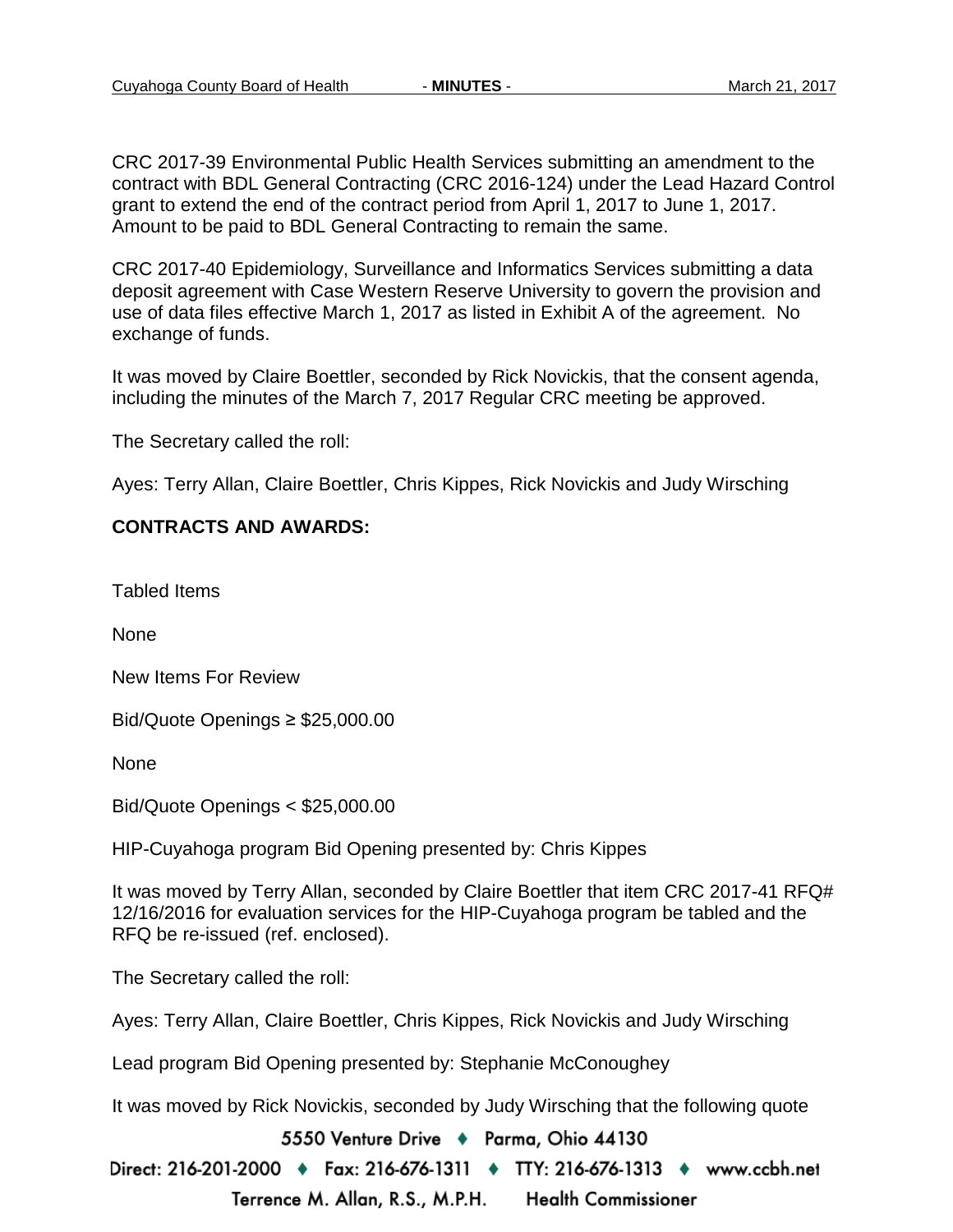CRC 2017-39 Environmental Public Health Services submitting an amendment to the contract with BDL General Contracting (CRC 2016-124) under the Lead Hazard Control grant to extend the end of the contract period from April 1, 2017 to June 1, 2017. Amount to be paid to BDL General Contracting to remain the same.

CRC 2017-40 Epidemiology, Surveillance and Informatics Services submitting a data deposit agreement with Case Western Reserve University to govern the provision and use of data files effective March 1, 2017 as listed in Exhibit A of the agreement. No exchange of funds.

It was moved by Claire Boettler, seconded by Rick Novickis, that the consent agenda, including the minutes of the March 7, 2017 Regular CRC meeting be approved.

The Secretary called the roll:

Ayes: Terry Allan, Claire Boettler, Chris Kippes, Rick Novickis and Judy Wirsching

**CONTRACTS AND AWARDS:**

Tabled Items

None

New Items For Review

Bid/Quote Openings ≥ $25,000.00

None

Bid/Quote Openings < $25,000.00

HIP-Cuyahoga program Bid Opening presented by: Chris Kippes

It was moved by Terry Allan, seconded by Claire Boettler that item CRC 2017-41 RFQ# 12/16/2016 for evaluation services for the HIP-Cuyahoga program be tabled and the RFQ be re-issued (ref. enclosed).

The Secretary called the roll:

Ayes: Terry Allan, Claire Boettler, Chris Kippes, Rick Novickis and Judy Wirsching

Lead program Bid Opening presented by: Stephanie McConoughey

It was moved by Rick Novickis, seconded by Judy Wirsching that the following quote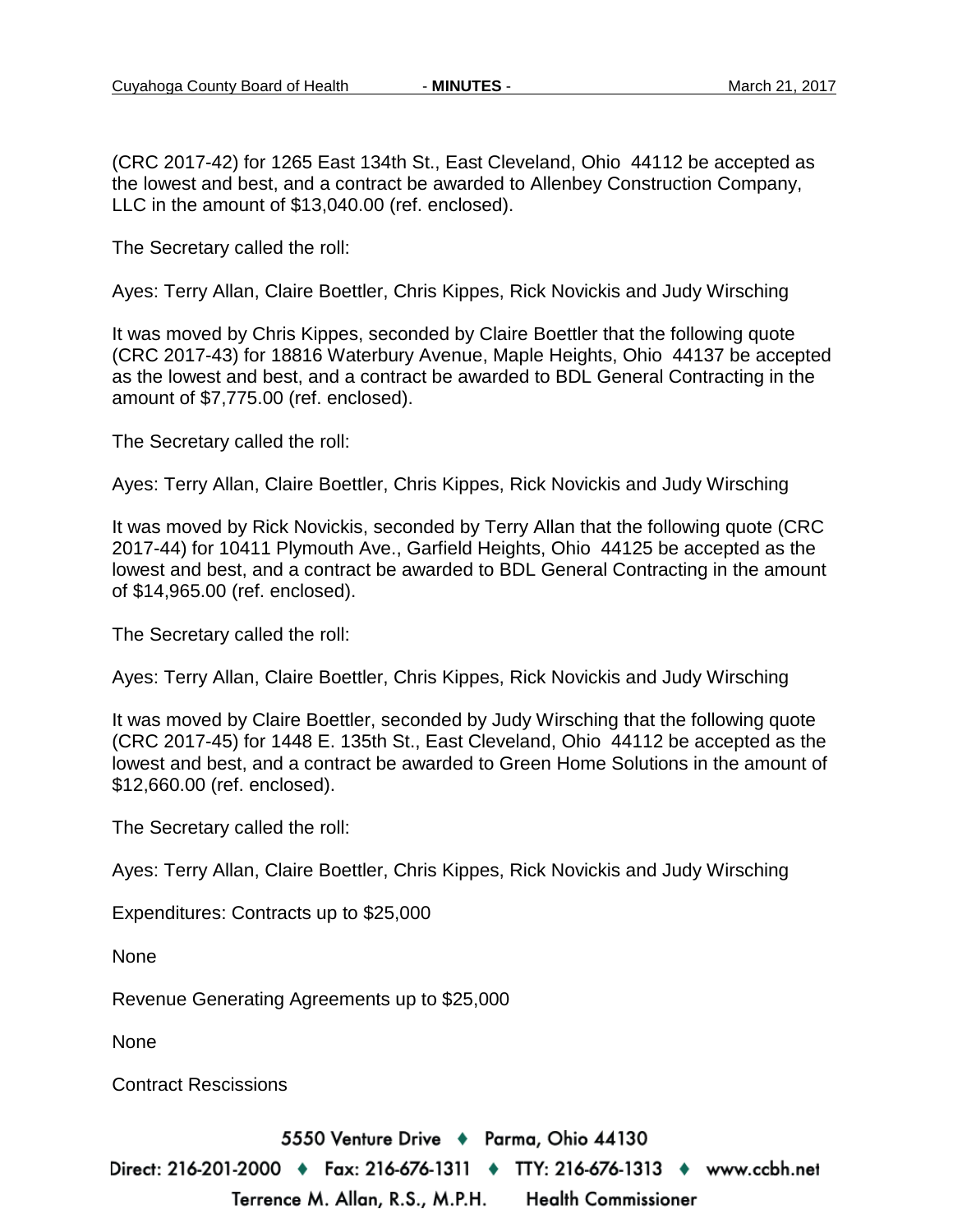(CRC 2017-42) for 1265 East 134th St., East Cleveland, Ohio 44112 be accepted as the lowest and best, and a contract be awarded to Allenbey Construction Company, LLC in the amount of $13,040.00 (ref. enclosed).

The Secretary called the roll:

Ayes: Terry Allan, Claire Boettler, Chris Kippes, Rick Novickis and Judy Wirsching

It was moved by Chris Kippes, seconded by Claire Boettler that the following quote (CRC 2017-43) for 18816 Waterbury Avenue, Maple Heights, Ohio 44137 be accepted as the lowest and best, and a contract be awarded to BDL General Contracting in the amount of $7,775.00 (ref. enclosed).

The Secretary called the roll:

Ayes: Terry Allan, Claire Boettler, Chris Kippes, Rick Novickis and Judy Wirsching

It was moved by Rick Novickis, seconded by Terry Allan that the following quote (CRC 2017-44) for 10411 Plymouth Ave., Garfield Heights, Ohio 44125 be accepted as the lowest and best, and a contract be awarded to BDL General Contracting in the amount of $14,965.00 (ref. enclosed).

The Secretary called the roll:

Ayes: Terry Allan, Claire Boettler, Chris Kippes, Rick Novickis and Judy Wirsching

It was moved by Claire Boettler, seconded by Judy Wirsching that the following quote (CRC 2017-45) for 1448 E. 135th St., East Cleveland, Ohio 44112 be accepted as the lowest and best, and a contract be awarded to Green Home Solutions in the amount of $12,660.00 (ref. enclosed).

The Secretary called the roll:

Ayes: Terry Allan, Claire Boettler, Chris Kippes, Rick Novickis and Judy Wirsching

Expenditures: Contracts up to $25,000

None

Revenue Generating Agreements up to $25,000

None

Contract Rescissions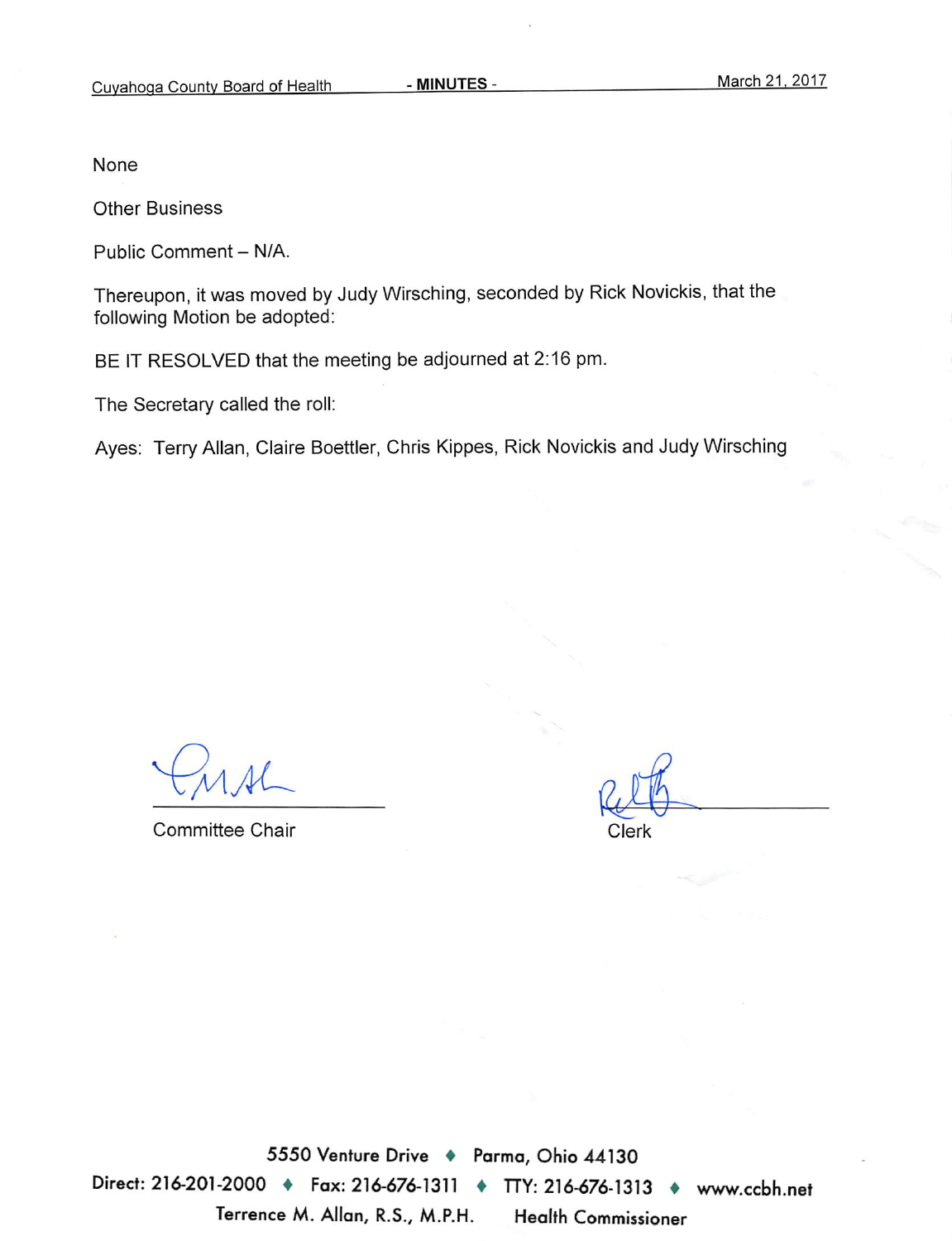None

Other Business

Public Comment – N/A.

Thereupon, it was moved by Judy Wirsching, seconded by Rick Novickis, that the following Motion be adopted:

BE IT RESOLVED that the meeting be adjourned at 2:16 pm.

The Secretary called the roll:

Ayes: Terry Allan, Claire Boettler, Chris Kippes, Rick Novickis and Judy Wirsching

Committee Chair

Clerk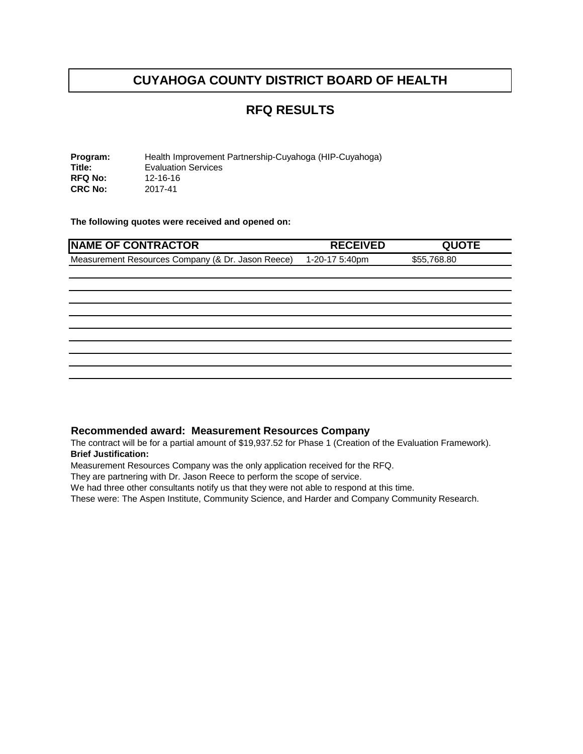# CUYAHOGA COUNTY DISTRICT BOARD OF HEALTH

## RFQ RESULTS

**Program:** Health Improvement Partnership-Cuyahoga (HIP-Cuyahoga)
**Title:** Evaluation Services
**RFQ No:** 12-16-16
**CRC No:** 2017-41

**The following quotes were received and opened on:**

| NAME OF CONTRACTOR | RECEIVED | QUOTE |
|---|---|---|
| Measurement Resources Company (& Dr. Jason Reece) | 1-20-17 5:40pm | $55,768.80 |
| | | |
| | | |
| | | |
| | | |
| | | |
| | | |
| | | |
| | | |
| | | |

### Recommended award: Measurement Resources Company

The contract will be for a partial amount of $19,937.52 for Phase 1 (Creation of the Evaluation Framework).

**Brief Justification:**

Measurement Resources Company was the only application received for the RFQ.
They are partnering with Dr. Jason Reece to perform the scope of service.
We had three other consultants notify us that they were not able to respond at this time.
These were: The Aspen Institute, Community Science, and Harder and Company Community Research.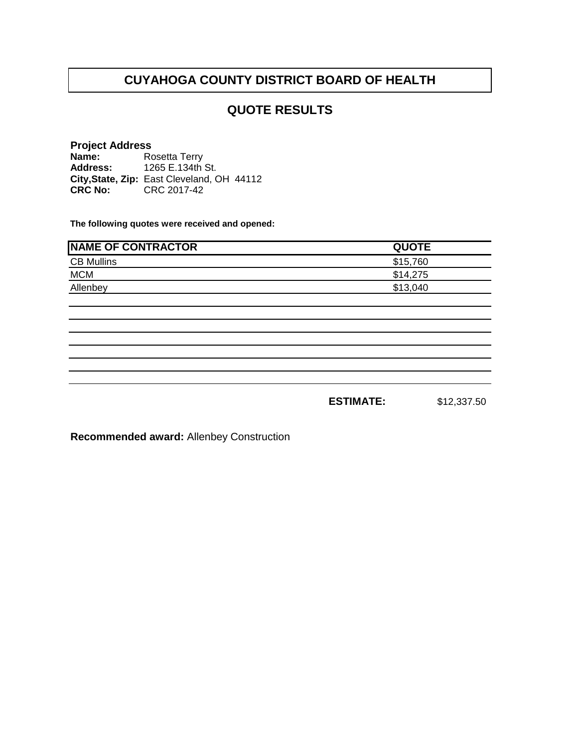# CUYAHOGA COUNTY DISTRICT BOARD OF HEALTH

## QUOTE RESULTS

**Project Address**
**Name:** Rosetta Terry
**Address:** 1265 E.134th St.
**City,State, Zip:** East Cleveland, OH 44112
**CRC No:** CRC 2017-42

**The following quotes were received and opened:**

| NAME OF CONTRACTOR | QUOTE |
|---|---|
| CB Mullins | $15,760 |
| MCM | $14,275 |
| Allenbey | $13,040 |

**ESTIMATE:** $12,337.50

**Recommended award:** Allenbey Construction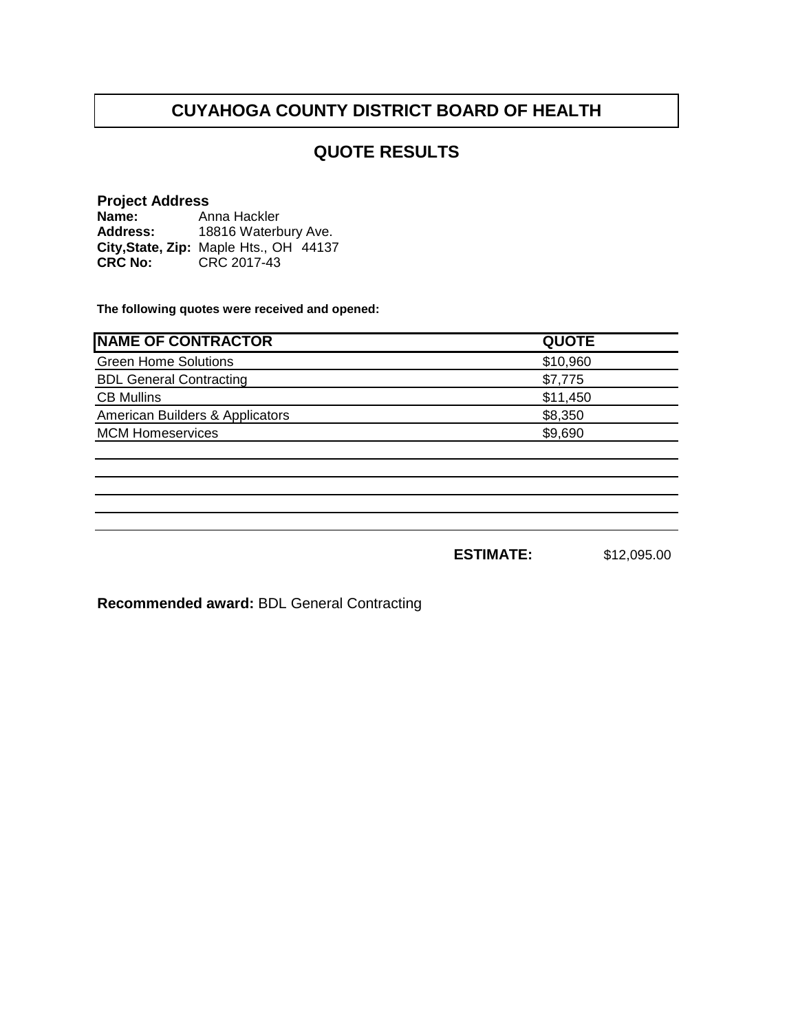# CUYAHOGA COUNTY DISTRICT BOARD OF HEALTH

## QUOTE RESULTS

**Project Address**

**Name:** Anna Hackler
**Address:** 18816 Waterbury Ave.
**City,State, Zip:** Maple Hts., OH 44137
**CRC No:** CRC 2017-43

**The following quotes were received and opened:**

| NAME OF CONTRACTOR | QUOTE |
|---|---|
| Green Home Solutions | $10,960 |
| BDL General Contracting | $7,775 |
| CB Mullins | $11,450 |
| American Builders & Applicators | $8,350 |
| MCM Homeservices | $9,690 |

**ESTIMATE:** $12,095.00

**Recommended award:** BDL General Contracting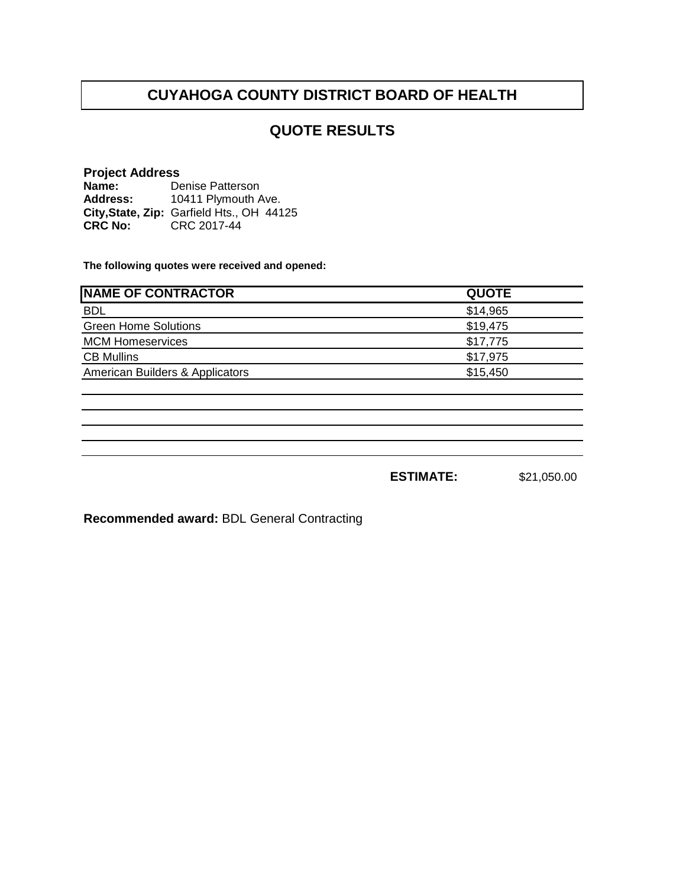# CUYAHOGA COUNTY DISTRICT BOARD OF HEALTH

## QUOTE RESULTS

**Project Address**
**Name:** Denise Patterson
**Address:** 10411 Plymouth Ave.
**City,State, Zip:** Garfield Hts., OH 44125
**CRC No:** CRC 2017-44

**The following quotes were received and opened:**

| NAME OF CONTRACTOR | QUOTE |
|---|---|
| BDL | $14,965 |
| Green Home Solutions | $19,475 |
| MCM Homeservices | $17,775 |
| CB Mullins | $17,975 |
| American Builders & Applicators | $15,450 |

**ESTIMATE:** $21,050.00

**Recommended award:** BDL General Contracting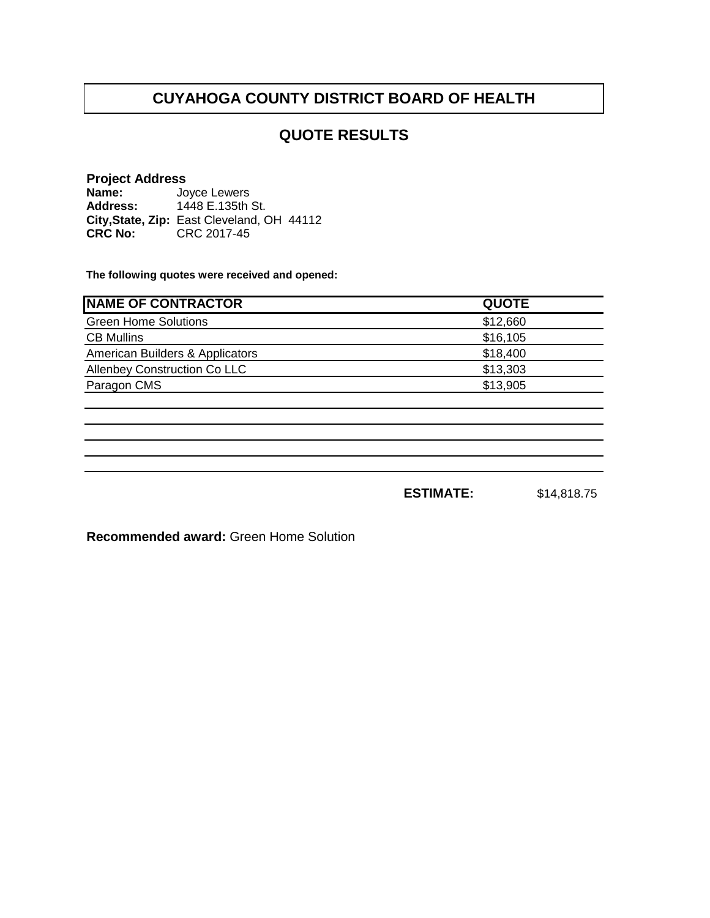# CUYAHOGA COUNTY DISTRICT BOARD OF HEALTH

## QUOTE RESULTS

**Project Address**
**Name:** Joyce Lewers
**Address:** 1448 E.135th St.
**City,State, Zip:** East Cleveland, OH 44112
**CRC No:** CRC 2017-45

**The following quotes were received and opened:**

| NAME OF CONTRACTOR | QUOTE |
|---|---|
| Green Home Solutions | $12,660 |
| CB Mullins | $16,105 |
| American Builders & Applicators | $18,400 |
| Allenbey Construction Co LLC | $13,303 |
| Paragon CMS | $13,905 |

**ESTIMATE:** $14,818.75

**Recommended award:** Green Home Solution